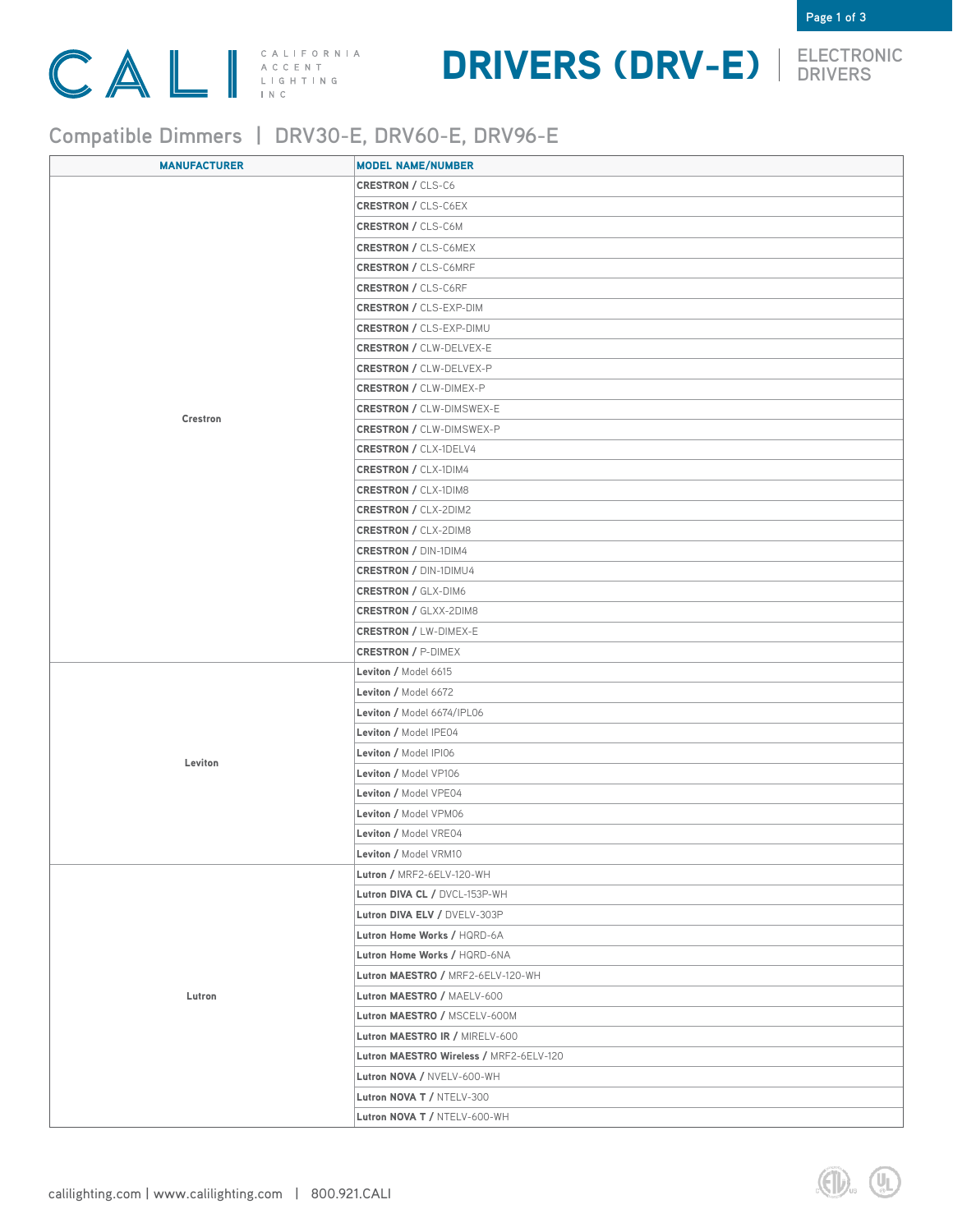# DRIVERS (DRV-E) | ELECTRONIC DRIVERS

CALI CALIFORNIA ACCENT LIGHTING INC

## Compatible Dimmers | DRV30-E, DRV60-E, DRV96-E

| MANUFACTURER | MODEL NAME/NUMBER |
|---|---|
| Crestron | **CRESTRON /** CLS-C6 |
| | **CRESTRON /** CLS-C6EX |
| | **CRESTRON /** CLS-C6M |
| | **CRESTRON /** CLS-C6MEX |
| | **CRESTRON /** CLS-C6MRF |
| | **CRESTRON /** CLS-C6RF |
| | **CRESTRON /** CLS-EXP-DIM |
| | **CRESTRON /** CLS-EXP-DIMU |
| | **CRESTRON /** CLW-DELVEX-E |
| | **CRESTRON /** CLW-DELVEX-P |
| | **CRESTRON /** CLW-DIMEX-P |
| | **CRESTRON /** CLW-DIMSWEX-E |
| | **CRESTRON /** CLW-DIMSWEX-P |
| | **CRESTRON /** CLX-1DELV4 |
| | **CRESTRON /** CLX-1DIM4 |
| | **CRESTRON /** CLX-1DIM8 |
| | **CRESTRON /** CLX-2DIM2 |
| | **CRESTRON /** CLX-2DIM8 |
| | **CRESTRON /** DIN-1DIM4 |
| | **CRESTRON /** DIN-1DIMU4 |
| | **CRESTRON /** GLX-DIM6 |
| | **CRESTRON /** GLXX-2DIM8 |
| | **CRESTRON /** LW-DIMEX-E |
| | **CRESTRON /** P-DIMEX |
| Leviton | **Leviton /** Model 6615 |
| | **Leviton /** Model 6672 |
| | **Leviton /** Model 6674/IPL06 |
| | **Leviton /** Model IPE04 |
| | **Leviton /** Model IPI06 |
| | **Leviton /** Model VP106 |
| | **Leviton /** Model VPE04 |
| | **Leviton /** Model VPM06 |
| | **Leviton /** Model VRE04 |
| | **Leviton /** Model VRM10 |
| Lutron | **Lutron /** MRF2-6ELV-120-WH |
| | **Lutron DIVA CL /** DVCL-153P-WH |
| | **Lutron DIVA ELV /** DVELV-303P |
| | **Lutron Home Works /** HQRD-6A |
| | **Lutron Home Works /** HQRD-6NA |
| | **Lutron MAESTRO /** MRF2-6ELV-120-WH |
| | **Lutron MAESTRO /** MAELV-600 |
| | **Lutron MAESTRO /** MSCELV-600M |
| | **Lutron MAESTRO IR /** MIRELV-600 |
| | **Lutron MAESTRO Wireless /** MRF2-6ELV-120 |
| | **Lutron NOVA /** NVELV-600-WH |
| | **Lutron NOVA T /** NTELV-300 |
| | **Lutron NOVA T /** NTELV-600-WH |

calilighting.com | www.calilighting.com | 800.921.CALI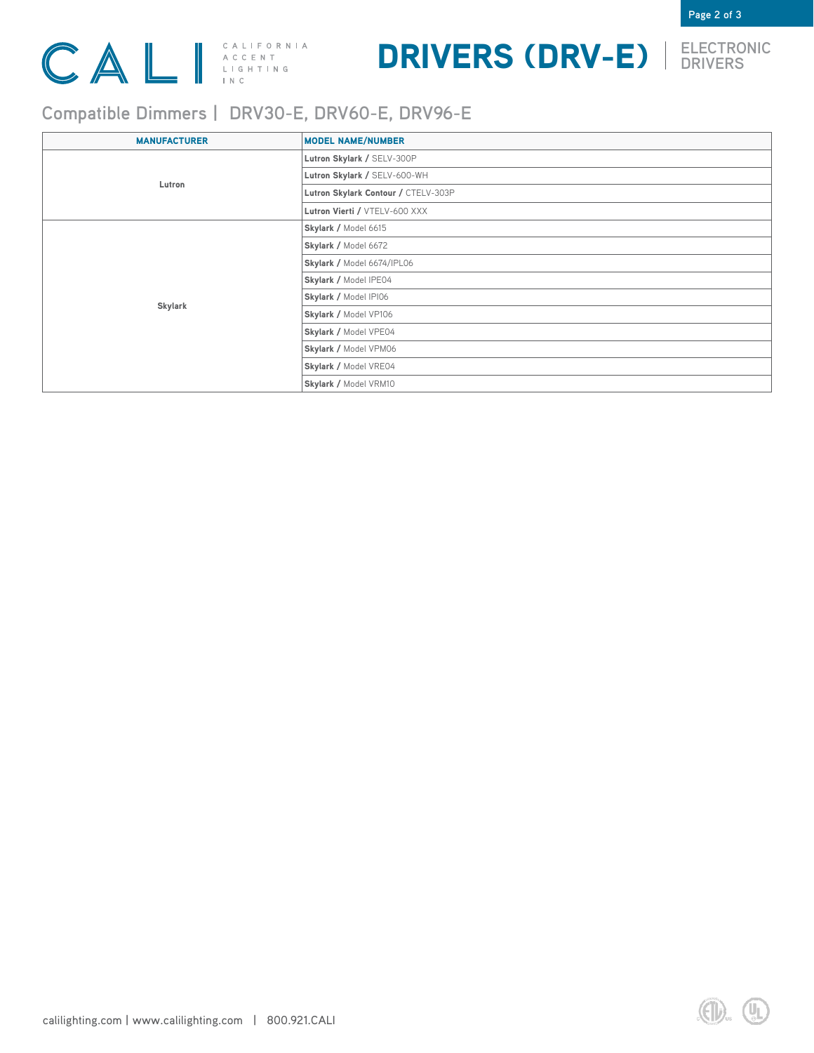# DRIVERS (DRV-E) | ELECTRONIC DRIVERS

## Compatible Dimmers | DRV30-E, DRV60-E, DRV96-E

| MANUFACTURER | MODEL NAME/NUMBER |
|---|---|
| Lutron | **Lutron Skylark /** SELV-300P |
| | **Lutron Skylark /** SELV-600-WH |
| | **Lutron Skylark Contour /** CTELV-303P |
| | **Lutron Vierti /** VTELV-600 XXX |
| Skylark | **Skylark /** Model 6615 |
| | **Skylark /** Model 6672 |
| | **Skylark /** Model 6674/IPL06 |
| | **Skylark /** Model IPE04 |
| | **Skylark /** Model IPI06 |
| | **Skylark /** Model VP106 |
| | **Skylark /** Model VPE04 |
| | **Skylark /** Model VPM06 |
| | **Skylark /** Model VRE04 |
| | **Skylark /** Model VRM10 |

calilighting.com | www.calilighting.com | 800.921.CALI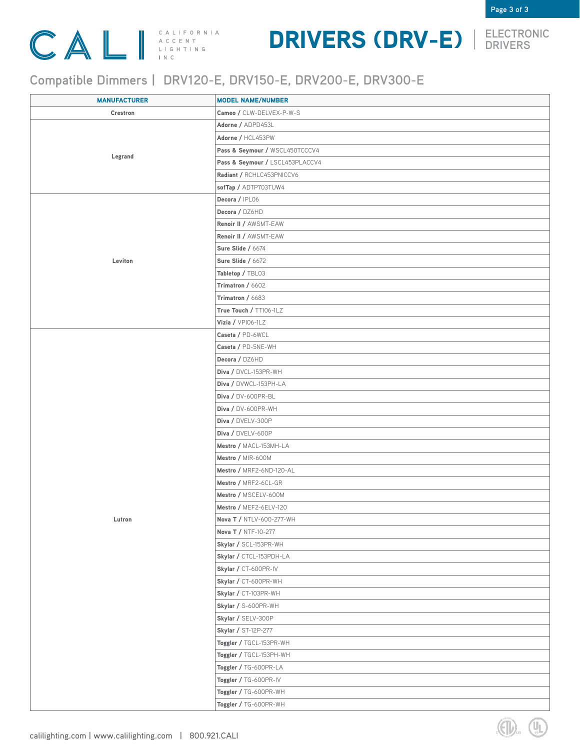# DRIVERS (DRV-E) | ELECTRONIC DRIVERS

## Compatible Dimmers | DRV120-E, DRV150-E, DRV200-E, DRV300-E

| MANUFACTURER | MODEL NAME/NUMBER |
|---|---|
| Crestron | **Cameo /** CLW-DELVEX-P-W-S |
| Legrand | **Adorne /** ADPD453L |
| | **Adorne /** HCL453PW |
| | **Pass & Seymour /** WSCL450TCCCV4 |
| | **Pass & Seymour /** LSCL453PLACCV4 |
| | **Radiant /** RCHLC453PNICCV6 |
| | **sofTap /** ADTP703TUW4 |
| Leviton | **Decora /** IPL06 |
| | **Decora /** DZ6HD |
| | **Renoir II /** AWSMT-EAW |
| | **Renoir II /** AWSMT-EAW |
| | **Sure Slide /** 6674 |
| | **Sure Slide /** 6672 |
| | **Tabletop /** TBL03 |
| | **Trimatron /** 6602 |
| | **Trimatron /** 6683 |
| | **True Touch /** TTI06-1LZ |
| | **Vizia /** VPI06-1LZ |
| Lutron | **Caseta /** PD-6WCL |
| | **Caseta /** PD-5NE-WH |
| | **Decora /** DZ6HD |
| | **Diva /** DVCL-153PR-WH |
| | **Diva /** DVWCL-153PH-LA |
| | **Diva /** DV-600PR-BL |
| | **Diva /** DV-600PR-WH |
| | **Diva /** DVELV-300P |
| | **Diva /** DVELV-600P |
| | **Mestro /** MACL-153MH-LA |
| | **Mestro /** MIR-600M |
| | **Mestro /** MRF2-6ND-120-AL |
| | **Mestro /** MRF2-6CL-GR |
| | **Mestro /** MSCELV-600M |
| | **Mestro /** MEF2-6ELV-120 |
| | **Nova T /** NTLV-600-277-WH |
| | **Nova T /** NTF-10-277 |
| | **Skylar /** SCL-153PR-WH |
| | **Skylar /** CTCL-153PDH-LA |
| | **Skylar /** CT-600PR-IV |
| | **Skylar /** CT-600PR-WH |
| | **Skylar /** CT-103PR-WH |
| | **Skylar /** S-600PR-WH |
| | **Skylar /** SELV-300P |
| | **Skylar /** ST-12P-277 |
| | **Toggler /** TGCL-153PR-WH |
| | **Toggler /** TGCL-153PH-WH |
| | **Toggler /** TG-600PR-LA |
| | **Toggler /** TG-600PR-IV |
| | **Toggler /** TG-600PR-WH |
| | **Toggler /** TG-600PR-WH |

calilighting.com | www.calilighting.com | 800.921.CALI